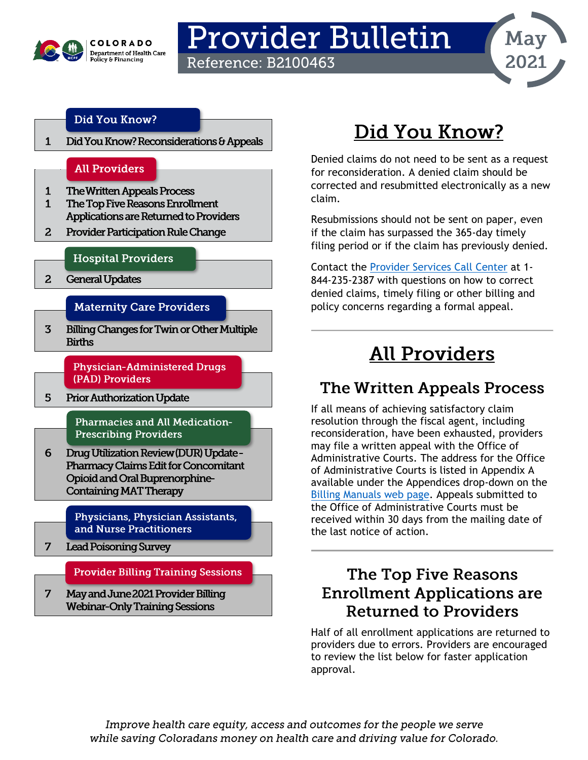COLORADO
Department of Health Care Policy & Financing

# Provider Bulletin

Reference: B2100463

May 2021

| Page | Section / Article |
| --- | --- |
| | **Did You Know?** |
| 1 | Did You Know? Reconsiderations & Appeals |
| | **All Providers** |
| 1 | The Written Appeals Process |
| 1 | The Top Five Reasons Enrollment Applications are Returned to Providers |
| 2 | Provider Participation Rule Change |
| | **Hospital Providers** |
| 2 | General Updates |
| | **Maternity Care Providers** |
| 3 | Billing Changes for Twin or Other Multiple Births |
| | **Physician-Administered Drugs (PAD) Providers** |
| 5 | Prior Authorization Update |
| | **Pharmacies and All Medication-Prescribing Providers** |
| 6 | Drug Utilization Review (DUR) Update - Pharmacy Claims Edit for Concomitant Opioid and Oral Buprenorphine-Containing MAT Therapy |
| | **Physicians, Physician Assistants, and Nurse Practitioners** |
| 7 | Lead Poisoning Survey |
| | **Provider Billing Training Sessions** |
| 7 | May and June 2021 Provider Billing Webinar-Only Training Sessions |

## Did You Know?

Denied claims do not need to be sent as a request for reconsideration. A denied claim should be corrected and resubmitted electronically as a new claim.

Resubmissions should not be sent on paper, even if the claim has surpassed the 365-day timely filing period or if the claim has previously denied.

Contact the Provider Services Call Center at 1-844-235-2387 with questions on how to correct denied claims, timely filing or other billing and policy concerns regarding a formal appeal.

## All Providers

### The Written Appeals Process

If all means of achieving satisfactory claim resolution through the fiscal agent, including reconsideration, have been exhausted, providers may file a written appeal with the Office of Administrative Courts. The address for the Office of Administrative Courts is listed in Appendix A available under the Appendices drop-down on the Billing Manuals web page. Appeals submitted to the Office of Administrative Courts must be received within 30 days from the mailing date of the last notice of action.

### The Top Five Reasons Enrollment Applications are Returned to Providers

Half of all enrollment applications are returned to providers due to errors. Providers are encouraged to review the list below for faster application approval.

*Improve health care equity, access and outcomes for the people we serve while saving Coloradans money on health care and driving value for Colorado.*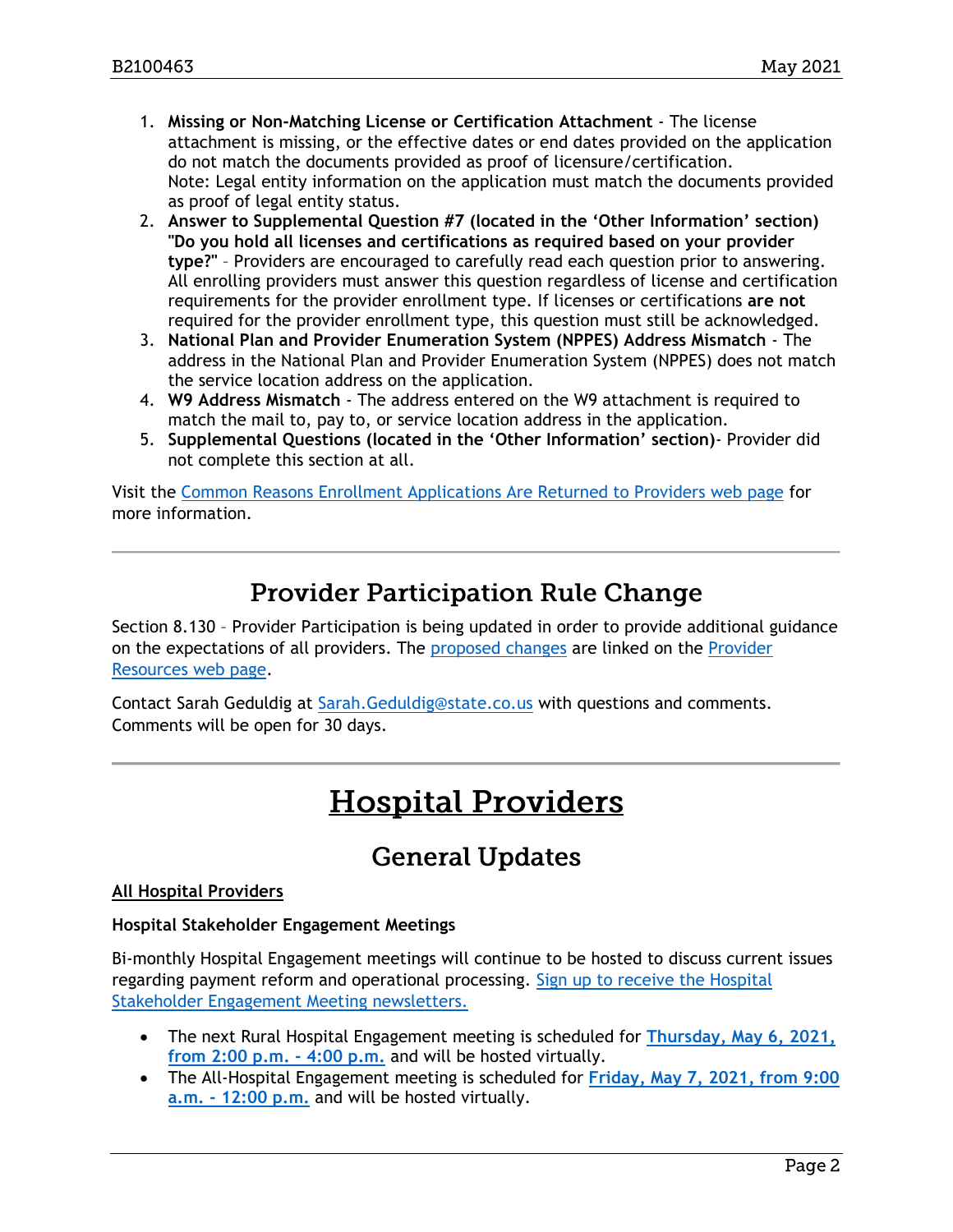1. **Missing or Non-Matching License or Certification Attachment** - The license attachment is missing, or the effective dates or end dates provided on the application do not match the documents provided as proof of licensure/certification. Note: Legal entity information on the application must match the documents provided as proof of legal entity status.
2. **Answer to Supplemental Question #7 (located in the 'Other Information' section) "Do you hold all licenses and certifications as required based on your provider type?"** – Providers are encouraged to carefully read each question prior to answering. All enrolling providers must answer this question regardless of license and certification requirements for the provider enrollment type. If licenses or certifications **are not** required for the provider enrollment type, this question must still be acknowledged.
3. **National Plan and Provider Enumeration System (NPPES) Address Mismatch** - The address in the National Plan and Provider Enumeration System (NPPES) does not match the service location address on the application.
4. **W9 Address Mismatch** - The address entered on the W9 attachment is required to match the mail to, pay to, or service location address in the application.
5. **Supplemental Questions (located in the 'Other Information' section)**- Provider did not complete this section at all.

Visit the Common Reasons Enrollment Applications Are Returned to Providers web page for more information.

---

## Provider Participation Rule Change

Section 8.130 – Provider Participation is being updated in order to provide additional guidance on the expectations of all providers. The proposed changes are linked on the Provider Resources web page.

Contact Sarah Geduldig at Sarah.Geduldig@state.co.us with questions and comments. Comments will be open for 30 days.

---

# Hospital Providers

## General Updates

**All Hospital Providers**

**Hospital Stakeholder Engagement Meetings**

Bi-monthly Hospital Engagement meetings will continue to be hosted to discuss current issues regarding payment reform and operational processing. Sign up to receive the Hospital Stakeholder Engagement Meeting newsletters.

- The next Rural Hospital Engagement meeting is scheduled for **Thursday, May 6, 2021, from 2:00 p.m. - 4:00 p.m.** and will be hosted virtually.
- The All-Hospital Engagement meeting is scheduled for **Friday, May 7, 2021, from 9:00 a.m. - 12:00 p.m.** and will be hosted virtually.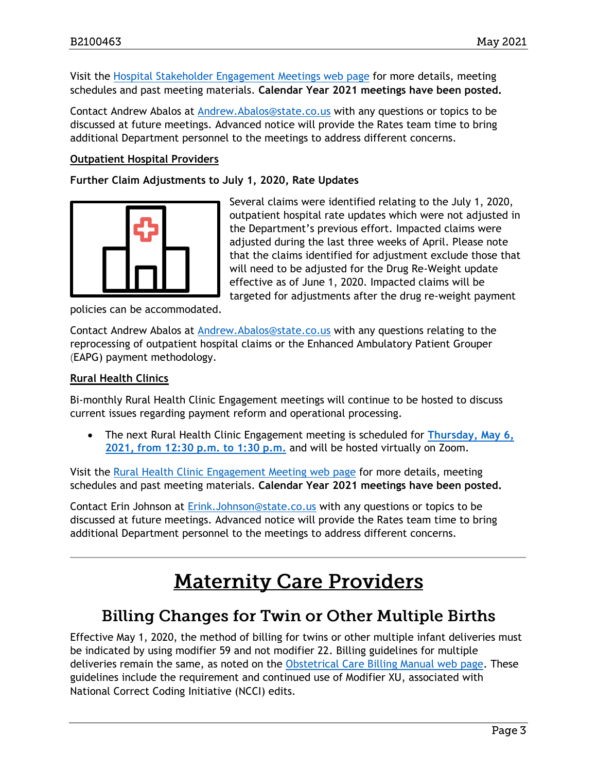Visit the [Hospital Stakeholder Engagement Meetings web page](#) for more details, meeting schedules and past meeting materials. **Calendar Year 2021 meetings have been posted.**

Contact Andrew Abalos at [Andrew.Abalos@state.co.us](mailto:Andrew.Abalos@state.co.us) with any questions or topics to be discussed at future meetings. Advanced notice will provide the Rates team time to bring additional Department personnel to the meetings to address different concerns.

**Outpatient Hospital Providers**

**Further Claim Adjustments to July 1, 2020, Rate Updates**

Several claims were identified relating to the July 1, 2020, outpatient hospital rate updates which were not adjusted in the Department's previous effort. Impacted claims were adjusted during the last three weeks of April. Please note that the claims identified for adjustment exclude those that will need to be adjusted for the Drug Re-Weight update effective as of June 1, 2020. Impacted claims will be targeted for adjustments after the drug re-weight payment policies can be accommodated.

Contact Andrew Abalos at [Andrew.Abalos@state.co.us](mailto:Andrew.Abalos@state.co.us) with any questions relating to the reprocessing of outpatient hospital claims or the Enhanced Ambulatory Patient Grouper (EAPG) payment methodology.

**Rural Health Clinics**

Bi-monthly Rural Health Clinic Engagement meetings will continue to be hosted to discuss current issues regarding payment reform and operational processing.

- The next Rural Health Clinic Engagement meeting is scheduled for **Thursday, May 6, 2021, from 12:30 p.m. to 1:30 p.m.** and will be hosted virtually on Zoom.

Visit the [Rural Health Clinic Engagement Meeting web page](#) for more details, meeting schedules and past meeting materials. **Calendar Year 2021 meetings have been posted.**

Contact Erin Johnson at [Erink.Johnson@state.co.us](mailto:Erink.Johnson@state.co.us) with any questions or topics to be discussed at future meetings. Advanced notice will provide the Rates team time to bring additional Department personnel to the meetings to address different concerns.

# Maternity Care Providers

## Billing Changes for Twin or Other Multiple Births

Effective May 1, 2020, the method of billing for twins or other multiple infant deliveries must be indicated by using modifier 59 and not modifier 22. Billing guidelines for multiple deliveries remain the same, as noted on the [Obstetrical Care Billing Manual web page](#). These guidelines include the requirement and continued use of Modifier XU, associated with National Correct Coding Initiative (NCCI) edits.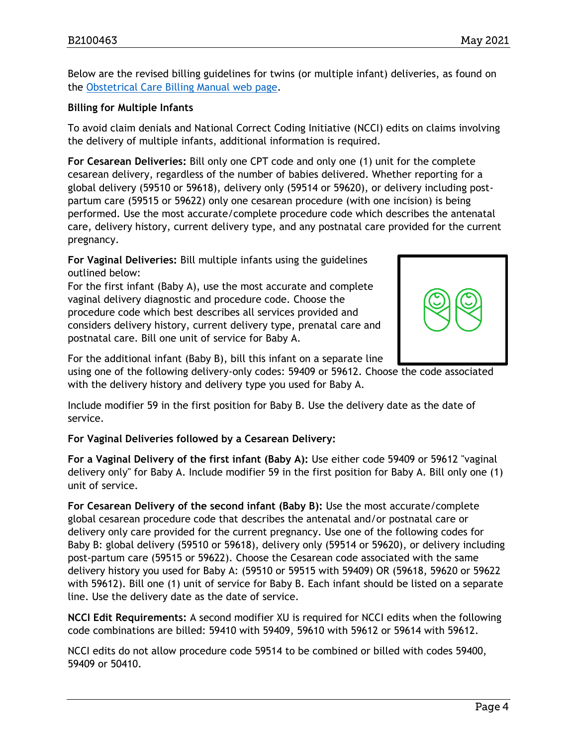Below are the revised billing guidelines for twins (or multiple infant) deliveries, as found on the [Obstetrical Care Billing Manual web page](#).

**Billing for Multiple Infants**

To avoid claim denials and National Correct Coding Initiative (NCCI) edits on claims involving the delivery of multiple infants, additional information is required.

**For Cesarean Deliveries:** Bill only one CPT code and only one (1) unit for the complete cesarean delivery, regardless of the number of babies delivered. Whether reporting for a global delivery (59510 or 59618), delivery only (59514 or 59620), or delivery including post-partum care (59515 or 59622) only one cesarean procedure (with one incision) is being performed. Use the most accurate/complete procedure code which describes the antenatal care, delivery history, current delivery type, and any postnatal care provided for the current pregnancy.

**For Vaginal Deliveries:** Bill multiple infants using the guidelines outlined below:
For the first infant (Baby A), use the most accurate and complete vaginal delivery diagnostic and procedure code. Choose the procedure code which best describes all services provided and considers delivery history, current delivery type, prenatal care and postnatal care. Bill one unit of service for Baby A.

For the additional infant (Baby B), bill this infant on a separate line using one of the following delivery-only codes: 59409 or 59612. Choose the code associated with the delivery history and delivery type you used for Baby A.

Include modifier 59 in the first position for Baby B. Use the delivery date as the date of service.

**For Vaginal Deliveries followed by a Cesarean Delivery:**

**For a Vaginal Delivery of the first infant (Baby A):** Use either code 59409 or 59612 "vaginal delivery only" for Baby A. Include modifier 59 in the first position for Baby A. Bill only one (1) unit of service.

**For Cesarean Delivery of the second infant (Baby B):** Use the most accurate/complete global cesarean procedure code that describes the antenatal and/or postnatal care or delivery only care provided for the current pregnancy. Use one of the following codes for Baby B: global delivery (59510 or 59618), delivery only (59514 or 59620), or delivery including post-partum care (59515 or 59622). Choose the Cesarean code associated with the same delivery history you used for Baby A: (59510 or 59515 with 59409) OR (59618, 59620 or 59622 with 59612). Bill one (1) unit of service for Baby B. Each infant should be listed on a separate line. Use the delivery date as the date of service.

**NCCI Edit Requirements:** A second modifier XU is required for NCCI edits when the following code combinations are billed: 59410 with 59409, 59610 with 59612 or 59614 with 59612.

NCCI edits do not allow procedure code 59514 to be combined or billed with codes 59400, 59409 or 50410.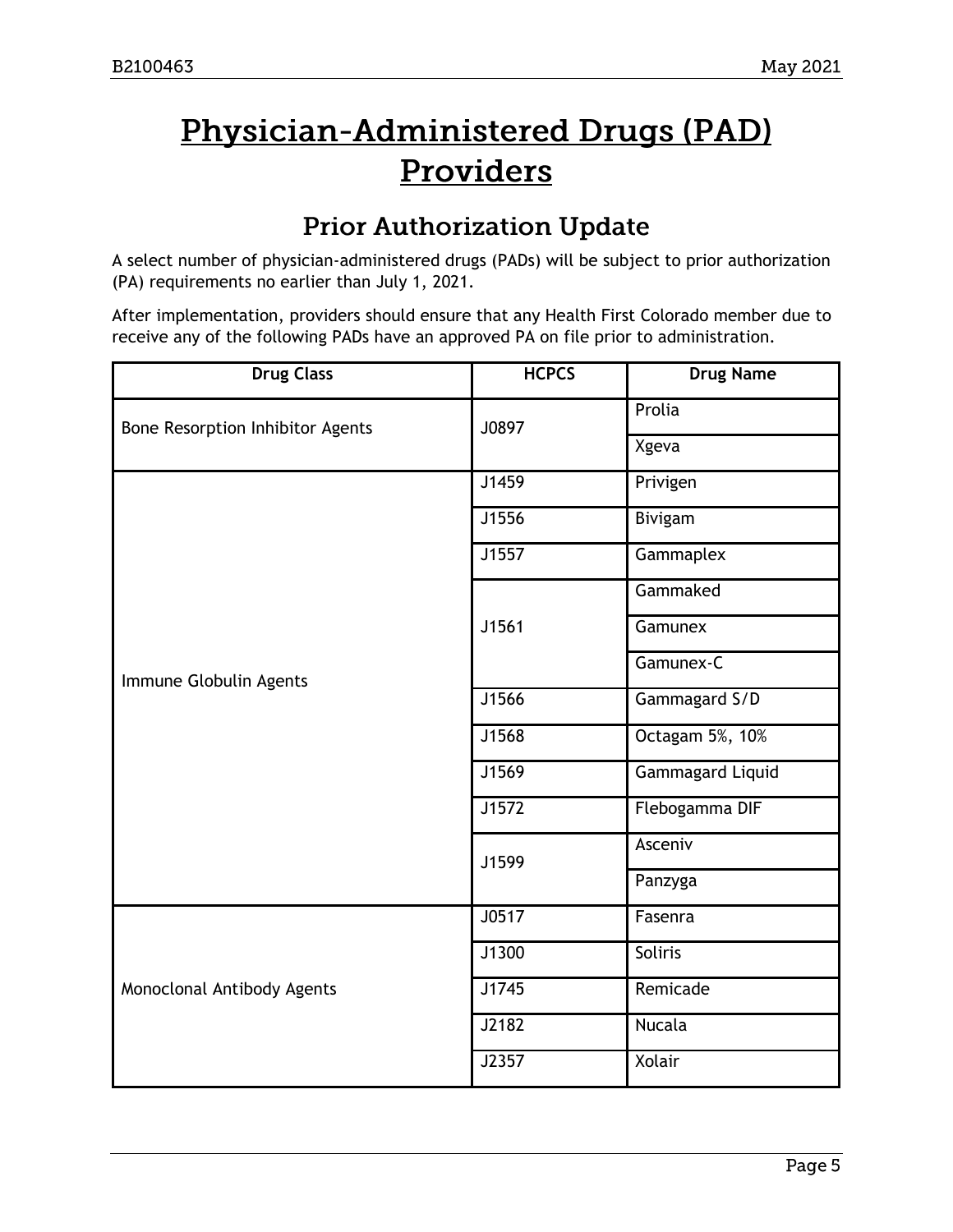# Physician-Administered Drugs (PAD) Providers

## Prior Authorization Update

A select number of physician-administered drugs (PADs) will be subject to prior authorization (PA) requirements no earlier than July 1, 2021.

After implementation, providers should ensure that any Health First Colorado member due to receive any of the following PADs have an approved PA on file prior to administration.

| Drug Class | HCPCS | Drug Name |
|---|---|---|
| Bone Resorption Inhibitor Agents | J0897 | Prolia |
| | | Xgeva |
| Immune Globulin Agents | J1459 | Privigen |
| | J1556 | Bivigam |
| | J1557 | Gammaplex |
| | J1561 | Gammaked |
| | | Gamunex |
| | | Gamunex-C |
| | J1566 | Gammagard S/D |
| | J1568 | Octagam 5%, 10% |
| | J1569 | Gammagard Liquid |
| | J1572 | Flebogamma DIF |
| | J1599 | Asceniv |
| | | Panzyga |
| Monoclonal Antibody Agents | J0517 | Fasenra |
| | J1300 | Soliris |
| | J1745 | Remicade |
| | J2182 | Nucala |
| | J2357 | Xolair |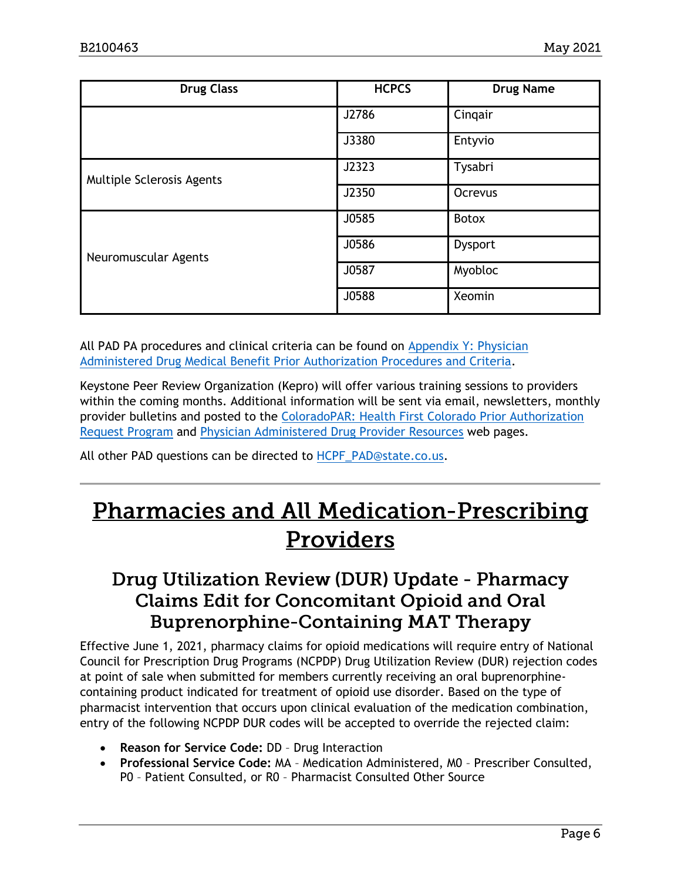| Drug Class | HCPCS | Drug Name |
|---|---|---|
| | J2786 | Cinqair |
| | J3380 | Entyvio |
| Multiple Sclerosis Agents | J2323 | Tysabri |
| | J2350 | Ocrevus |
| Neuromuscular Agents | J0585 | Botox |
| | J0586 | Dysport |
| | J0587 | Myobloc |
| | J0588 | Xeomin |

All PAD PA procedures and clinical criteria can be found on Appendix Y: Physician Administered Drug Medical Benefit Prior Authorization Procedures and Criteria.

Keystone Peer Review Organization (Kepro) will offer various training sessions to providers within the coming months. Additional information will be sent via email, newsletters, monthly provider bulletins and posted to the ColoradoPAR: Health First Colorado Prior Authorization Request Program and Physician Administered Drug Provider Resources web pages.

All other PAD questions can be directed to HCPF_PAD@state.co.us.

# Pharmacies and All Medication-Prescribing Providers

## Drug Utilization Review (DUR) Update - Pharmacy Claims Edit for Concomitant Opioid and Oral Buprenorphine-Containing MAT Therapy

Effective June 1, 2021, pharmacy claims for opioid medications will require entry of National Council for Prescription Drug Programs (NCPDP) Drug Utilization Review (DUR) rejection codes at point of sale when submitted for members currently receiving an oral buprenorphine-containing product indicated for treatment of opioid use disorder. Based on the type of pharmacist intervention that occurs upon clinical evaluation of the medication combination, entry of the following NCPDP DUR codes will be accepted to override the rejected claim:

- **Reason for Service Code:** DD – Drug Interaction
- **Professional Service Code:** MA – Medication Administered, M0 – Prescriber Consulted, P0 – Patient Consulted, or R0 – Pharmacist Consulted Other Source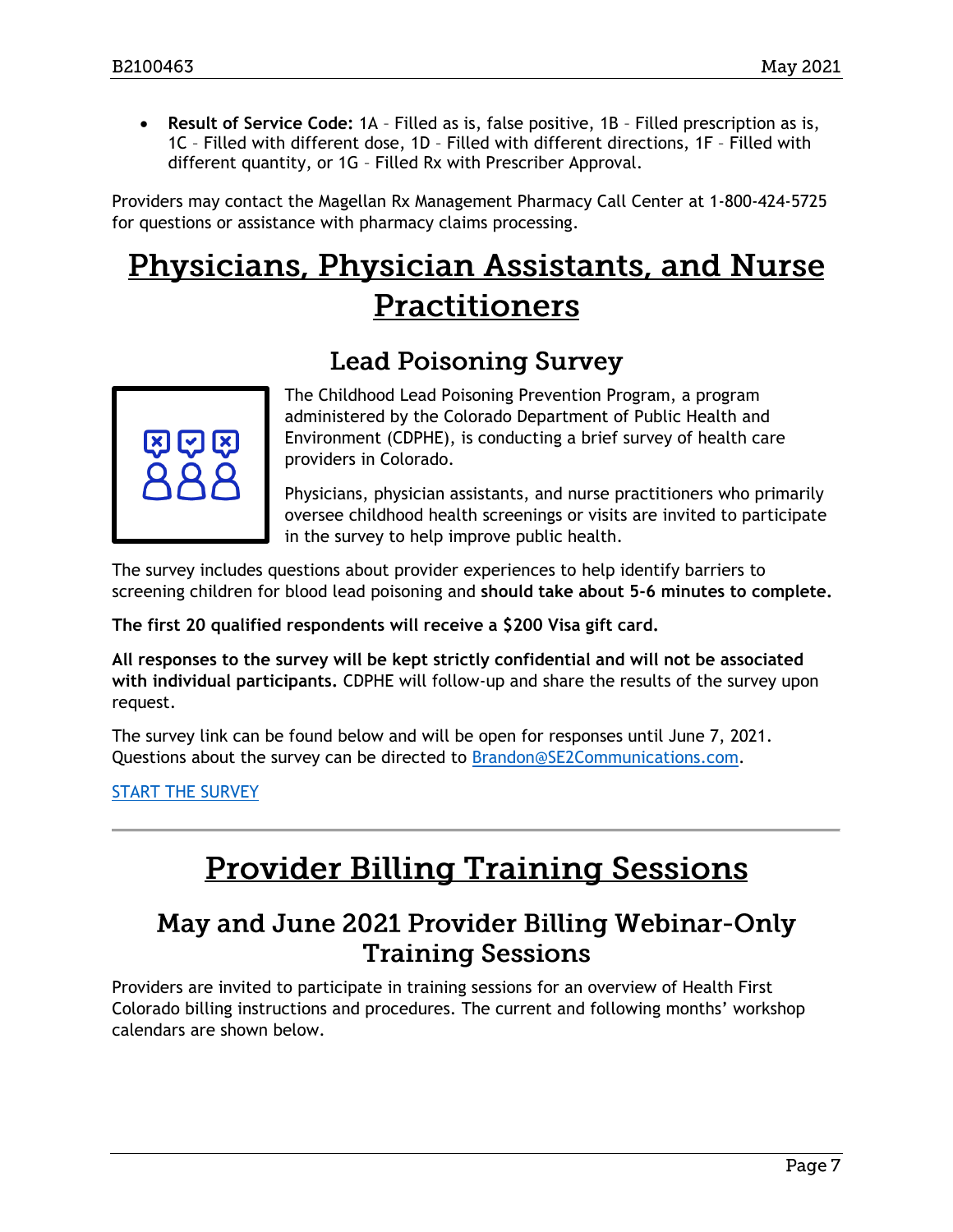- **Result of Service Code:** 1A – Filled as is, false positive, 1B – Filled prescription as is, 1C – Filled with different dose, 1D – Filled with different directions, 1F – Filled with different quantity, or 1G – Filled Rx with Prescriber Approval.

Providers may contact the Magellan Rx Management Pharmacy Call Center at 1-800-424-5725 for questions or assistance with pharmacy claims processing.

# Physicians, Physician Assistants, and Nurse Practitioners

## Lead Poisoning Survey

The Childhood Lead Poisoning Prevention Program, a program administered by the Colorado Department of Public Health and Environment (CDPHE), is conducting a brief survey of health care providers in Colorado.

Physicians, physician assistants, and nurse practitioners who primarily oversee childhood health screenings or visits are invited to participate in the survey to help improve public health.

The survey includes questions about provider experiences to help identify barriers to screening children for blood lead poisoning and **should take about 5-6 minutes to complete.**

**The first 20 qualified respondents will receive a $200 Visa gift card.**

**All responses to the survey will be kept strictly confidential and will not be associated with individual participants.** CDPHE will follow-up and share the results of the survey upon request.

The survey link can be found below and will be open for responses until June 7, 2021. Questions about the survey can be directed to Brandon@SE2Communications.com.

START THE SURVEY

---

# Provider Billing Training Sessions

## May and June 2021 Provider Billing Webinar-Only Training Sessions

Providers are invited to participate in training sessions for an overview of Health First Colorado billing instructions and procedures. The current and following months' workshop calendars are shown below.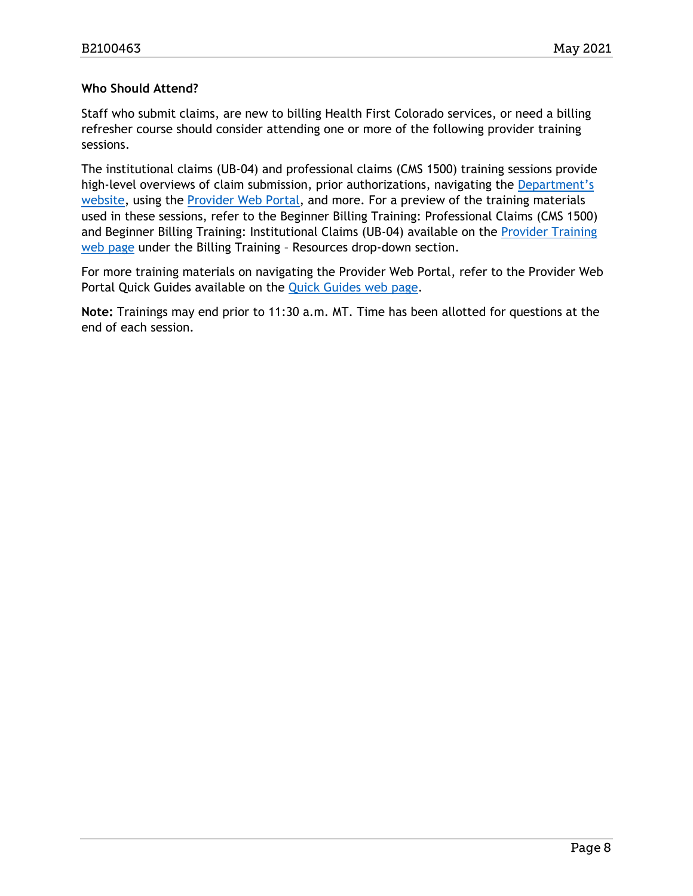**Who Should Attend?**

Staff who submit claims, are new to billing Health First Colorado services, or need a billing refresher course should consider attending one or more of the following provider training sessions.

The institutional claims (UB-04) and professional claims (CMS 1500) training sessions provide high-level overviews of claim submission, prior authorizations, navigating the Department's website, using the Provider Web Portal, and more. For a preview of the training materials used in these sessions, refer to the Beginner Billing Training: Professional Claims (CMS 1500) and Beginner Billing Training: Institutional Claims (UB-04) available on the Provider Training web page under the Billing Training – Resources drop-down section.

For more training materials on navigating the Provider Web Portal, refer to the Provider Web Portal Quick Guides available on the Quick Guides web page.

**Note:** Trainings may end prior to 11:30 a.m. MT. Time has been allotted for questions at the end of each session.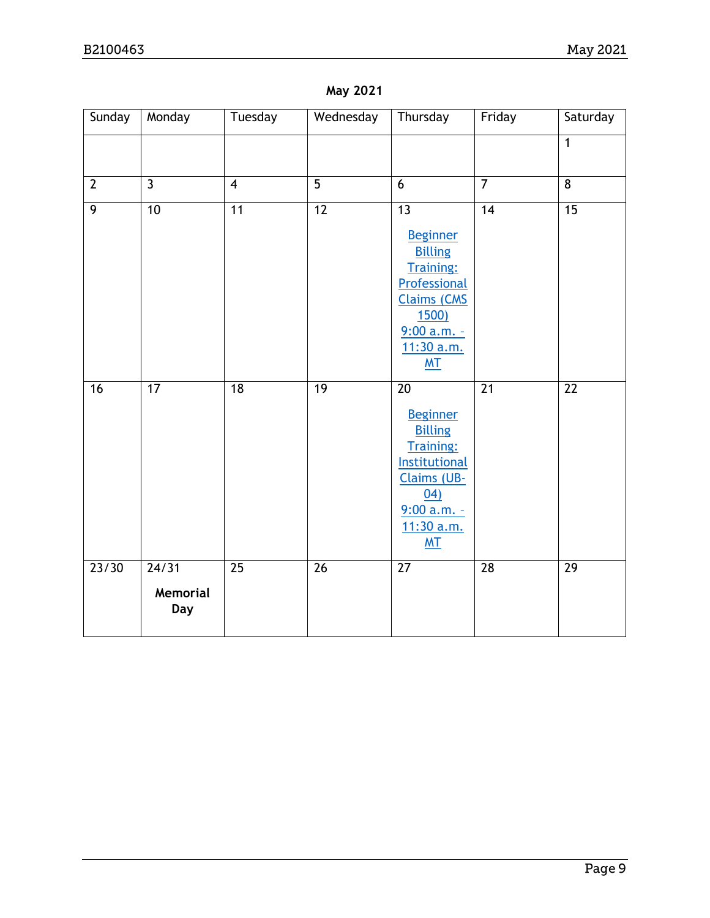**May 2021**

| Sunday | Monday | Tuesday | Wednesday | Thursday | Friday | Saturday |
|---|---|---|---|---|---|---|
| | | | | | | 1 |
| 2 | 3 | 4 | 5 | 6 | 7 | 8 |
| 9 | 10 | 11 | 12 | 13 Beginner Billing Training: Professional Claims (CMS 1500) 9:00 a.m. – 11:30 a.m. MT | 14 | 15 |
| 16 | 17 | 18 | 19 | 20 Beginner Billing Training: Institutional Claims (UB-04) 9:00 a.m. – 11:30 a.m. MT | 21 | 22 |
| 23/30 | 24/31 **Memorial Day** | 25 | 26 | 27 | 28 | 29 |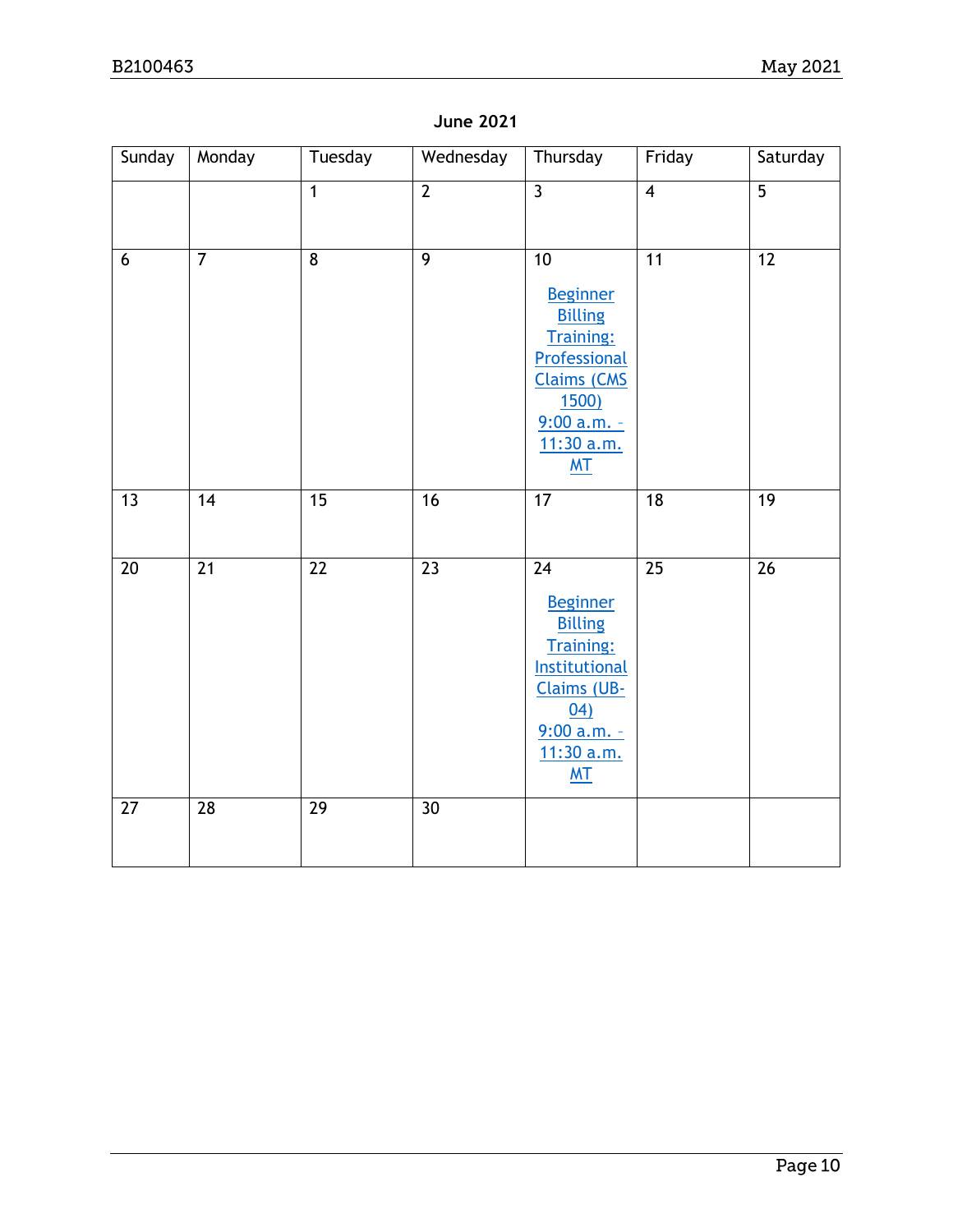**June 2021**

| Sunday | Monday | Tuesday | Wednesday | Thursday | Friday | Saturday |
|---|---|---|---|---|---|---|
| | | 1 | 2 | 3 | 4 | 5 |
| 6 | 7 | 8 | 9 | 10 Beginner Billing Training: Professional Claims (CMS 1500) 9:00 a.m. – 11:30 a.m. MT | 11 | 12 |
| 13 | 14 | 15 | 16 | 17 | 18 | 19 |
| 20 | 21 | 22 | 23 | 24 Beginner Billing Training: Institutional Claims (UB-04) 9:00 a.m. – 11:30 a.m. MT | 25 | 26 |
| 27 | 28 | 29 | 30 | | | |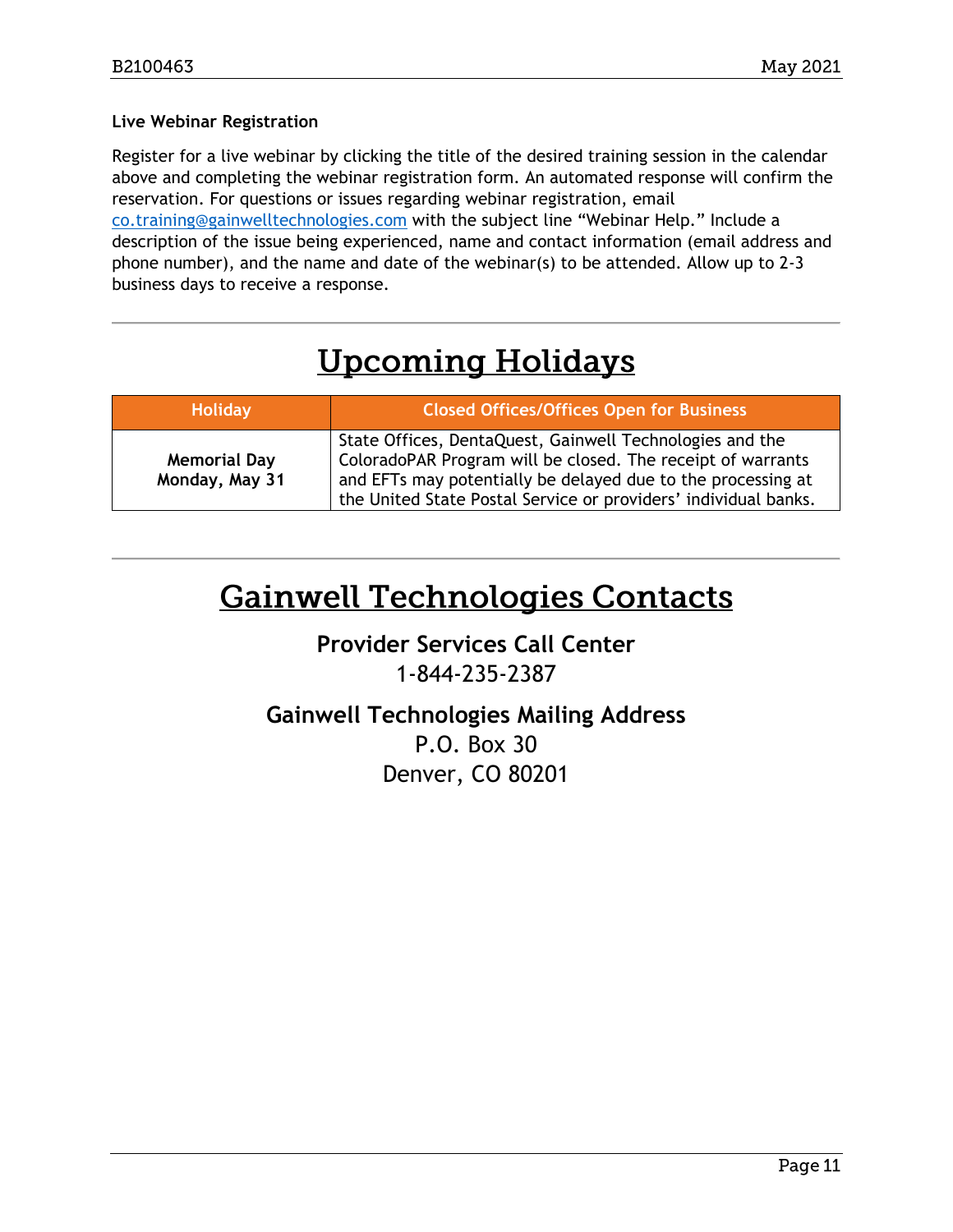### Live Webinar Registration

Register for a live webinar by clicking the title of the desired training session in the calendar above and completing the webinar registration form. An automated response will confirm the reservation. For questions or issues regarding webinar registration, email co.training@gainwelltechnologies.com with the subject line "Webinar Help." Include a description of the issue being experienced, name and contact information (email address and phone number), and the name and date of the webinar(s) to be attended. Allow up to 2-3 business days to receive a response.

---

# Upcoming Holidays

| Holiday | Closed Offices/Offices Open for Business |
| --- | --- |
| **Memorial Day Monday, May 31** | State Offices, DentaQuest, Gainwell Technologies and the ColoradoPAR Program will be closed. The receipt of warrants and EFTs may potentially be delayed due to the processing at the United State Postal Service or providers' individual banks. |

---

# Gainwell Technologies Contacts

**Provider Services Call Center**
1-844-235-2387

**Gainwell Technologies Mailing Address**
P.O. Box 30
Denver, CO 80201